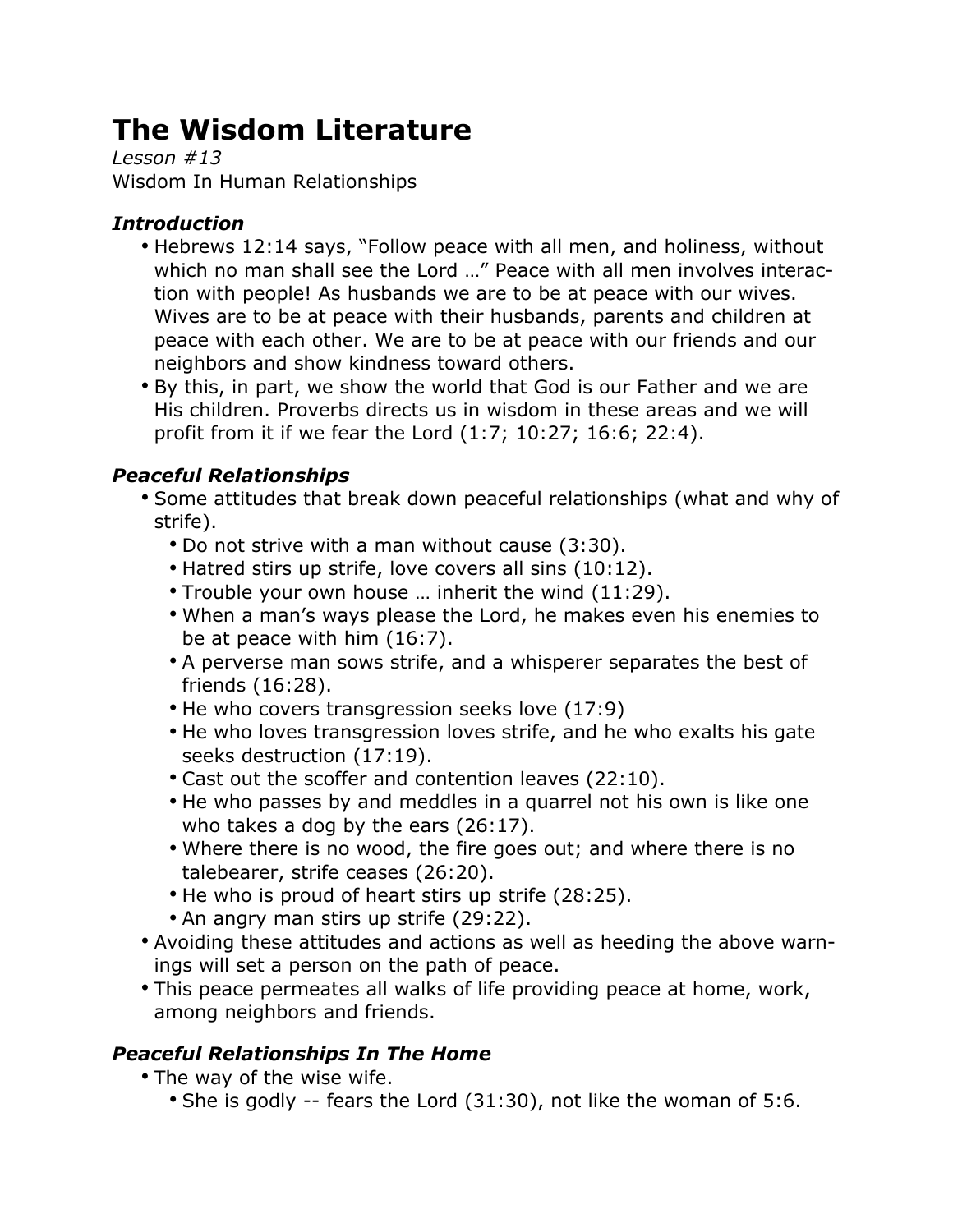# The Wisdom Literature

*Lesson #13*

Wisdom In Human Relationships

### *Introduction*

- Hebrews 12:14 says, "Follow peace with all men, and holiness, without which no man shall see the Lord …" Peace with all men involves interaction with people! As husbands we are to be at peace with our wives. Wives are to be at peace with their husbands, parents and children at peace with each other. We are to be at peace with our friends and our neighbors and show kindness toward others.
- By this, in part, we show the world that God is our Father and we are His children. Proverbs directs us in wisdom in these areas and we will profit from it if we fear the Lord (1:7; 10:27; 16:6; 22:4).

### *Peaceful Relationships*

- Some attitudes that break down peaceful relationships (what and why of strife).
  - Do not strive with a man without cause (3:30).
  - Hatred stirs up strife, love covers all sins (10:12).
  - Trouble your own house … inherit the wind (11:29).
  - When a man's ways please the Lord, he makes even his enemies to be at peace with him (16:7).
  - A perverse man sows strife, and a whisperer separates the best of friends (16:28).
  - He who covers transgression seeks love (17:9)
  - He who loves transgression loves strife, and he who exalts his gate seeks destruction (17:19).
  - Cast out the scoffer and contention leaves (22:10).
  - He who passes by and meddles in a quarrel not his own is like one who takes a dog by the ears (26:17).
  - Where there is no wood, the fire goes out; and where there is no talebearer, strife ceases (26:20).
  - He who is proud of heart stirs up strife (28:25).
  - An angry man stirs up strife (29:22).
- Avoiding these attitudes and actions as well as heeding the above warnings will set a person on the path of peace.
- This peace permeates all walks of life providing peace at home, work, among neighbors and friends.

### *Peaceful Relationships In The Home*

- The way of the wise wife.
  - She is godly -- fears the Lord (31:30), not like the woman of 5:6.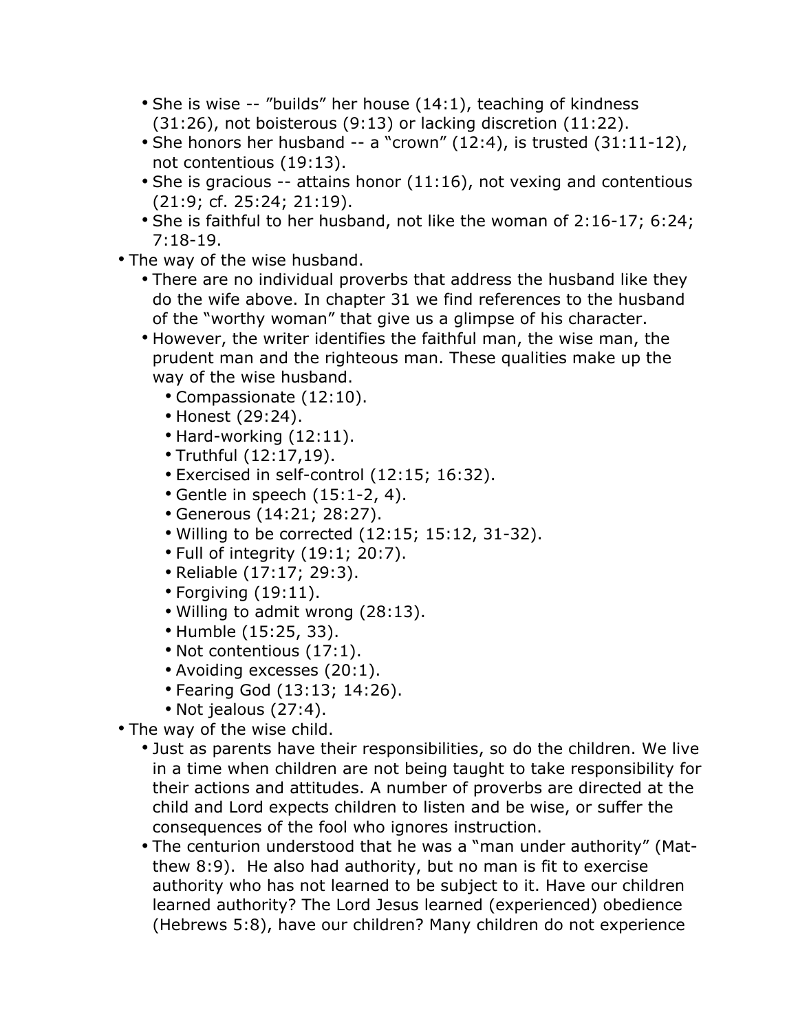- She is wise -- "builds" her house (14:1), teaching of kindness (31:26), not boisterous (9:13) or lacking discretion (11:22).
  - She honors her husband -- a "crown" (12:4), is trusted (31:11-12), not contentious (19:13).
  - She is gracious -- attains honor (11:16), not vexing and contentious (21:9; cf. 25:24; 21:19).
  - She is faithful to her husband, not like the woman of 2:16-17; 6:24; 7:18-19.
- The way of the wise husband.
  - There are no individual proverbs that address the husband like they do the wife above. In chapter 31 we find references to the husband of the "worthy woman" that give us a glimpse of his character.
  - However, the writer identifies the faithful man, the wise man, the prudent man and the righteous man. These qualities make up the way of the wise husband.
    - Compassionate (12:10).
    - Honest (29:24).
    - Hard-working (12:11).
    - Truthful (12:17,19).
    - Exercised in self-control (12:15; 16:32).
    - Gentle in speech (15:1-2, 4).
    - Generous (14:21; 28:27).
    - Willing to be corrected (12:15; 15:12, 31-32).
    - Full of integrity (19:1; 20:7).
    - Reliable (17:17; 29:3).
    - Forgiving (19:11).
    - Willing to admit wrong (28:13).
    - Humble (15:25, 33).
    - Not contentious (17:1).
    - Avoiding excesses (20:1).
    - Fearing God (13:13; 14:26).
    - Not jealous (27:4).
- The way of the wise child.
  - Just as parents have their responsibilities, so do the children. We live in a time when children are not being taught to take responsibility for their actions and attitudes. A number of proverbs are directed at the child and Lord expects children to listen and be wise, or suffer the consequences of the fool who ignores instruction.
  - The centurion understood that he was a "man under authority" (Matthew 8:9). He also had authority, but no man is fit to exercise authority who has not learned to be subject to it. Have our children learned authority? The Lord Jesus learned (experienced) obedience (Hebrews 5:8), have our children? Many children do not experience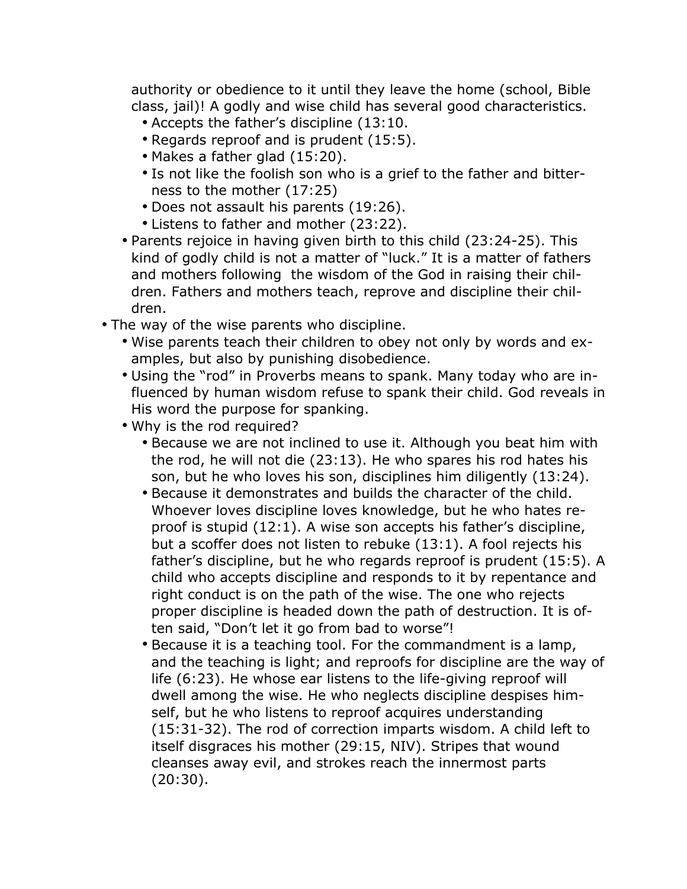authority or obedience to it until they leave the home (school, Bible class, jail)! A godly and wise child has several good characteristics.

    - Accepts the father's discipline (13:10.
    - Regards reproof and is prudent (15:5).
    - Makes a father glad (15:20).
    - Is not like the foolish son who is a grief to the father and bitterness to the mother (17:25)
    - Does not assault his parents (19:26).
    - Listens to father and mother (23:22).
  - Parents rejoice in having given birth to this child (23:24-25). This kind of godly child is not a matter of "luck." It is a matter of fathers and mothers following  the wisdom of the God in raising their children. Fathers and mothers teach, reprove and discipline their children.
- The way of the wise parents who discipline.
  - Wise parents teach their children to obey not only by words and examples, but also by punishing disobedience.
  - Using the "rod" in Proverbs means to spank. Many today who are influenced by human wisdom refuse to spank their child. God reveals in His word the purpose for spanking.
  - Why is the rod required?
    - Because we are not inclined to use it. Although you beat him with the rod, he will not die (23:13). He who spares his rod hates his son, but he who loves his son, disciplines him diligently (13:24).
    - Because it demonstrates and builds the character of the child. Whoever loves discipline loves knowledge, but he who hates reproof is stupid (12:1). A wise son accepts his father's discipline, but a scoffer does not listen to rebuke (13:1). A fool rejects his father's discipline, but he who regards reproof is prudent (15:5). A child who accepts discipline and responds to it by repentance and right conduct is on the path of the wise. The one who rejects proper discipline is headed down the path of destruction. It is often said, "Don't let it go from bad to worse"!
    - Because it is a teaching tool. For the commandment is a lamp, and the teaching is light; and reproofs for discipline are the way of life (6:23). He whose ear listens to the life-giving reproof will dwell among the wise. He who neglects discipline despises himself, but he who listens to reproof acquires understanding (15:31-32). The rod of correction imparts wisdom. A child left to itself disgraces his mother (29:15, NIV). Stripes that wound cleanses away evil, and strokes reach the innermost parts (20:30).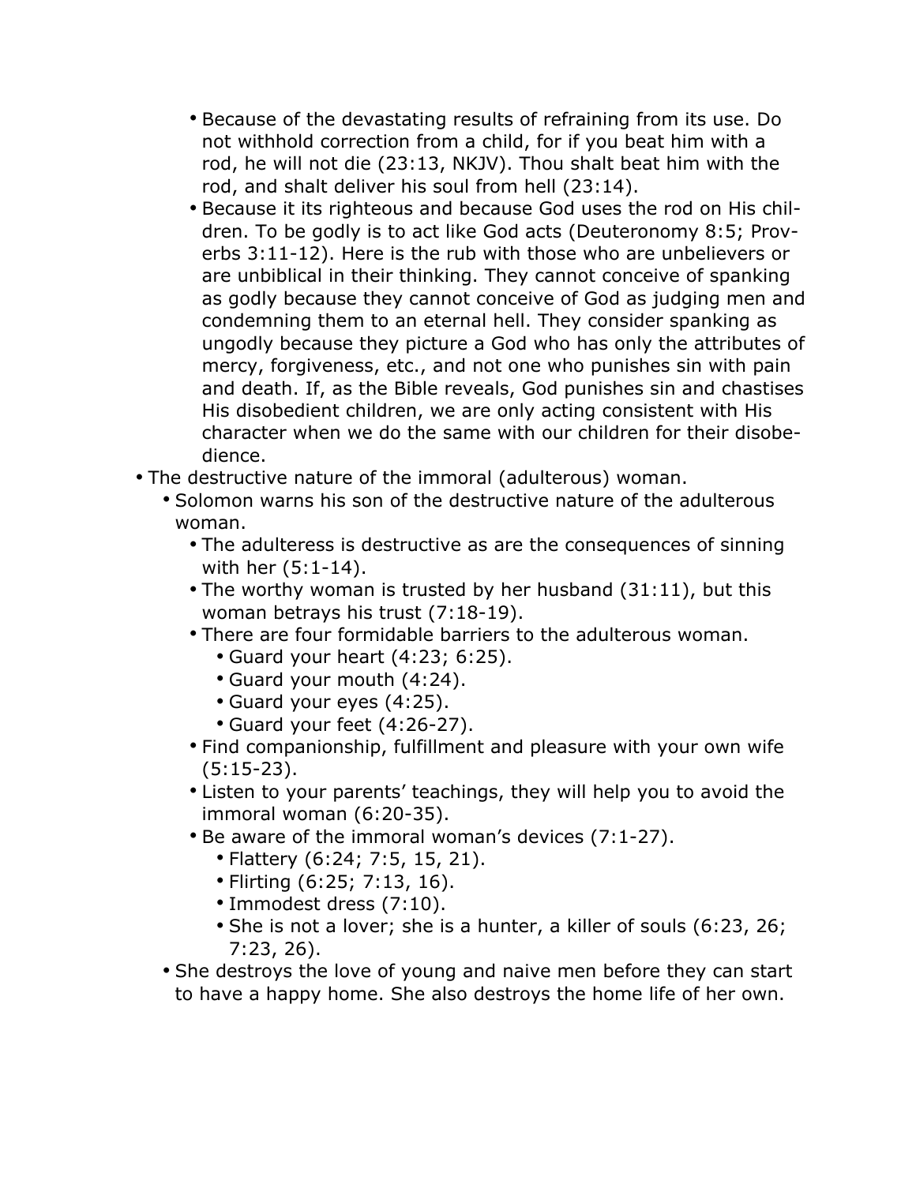- Because of the devastating results of refraining from its use. Do not withhold correction from a child, for if you beat him with a rod, he will not die (23:13, NKJV). Thou shalt beat him with the rod, and shalt deliver his soul from hell (23:14).
    - Because it its righteous and because God uses the rod on His children. To be godly is to act like God acts (Deuteronomy 8:5; Proverbs 3:11-12). Here is the rub with those who are unbelievers or are unbiblical in their thinking. They cannot conceive of spanking as godly because they cannot conceive of God as judging men and condemning them to an eternal hell. They consider spanking as ungodly because they picture a God who has only the attributes of mercy, forgiveness, etc., and not one who punishes sin with pain and death. If, as the Bible reveals, God punishes sin and chastises His disobedient children, we are only acting consistent with His character when we do the same with our children for their disobedience.

- The destructive nature of the immoral (adulterous) woman.
  - Solomon warns his son of the destructive nature of the adulterous woman.
    - The adulteress is destructive as are the consequences of sinning with her (5:1-14).
    - The worthy woman is trusted by her husband (31:11), but this woman betrays his trust (7:18-19).
    - There are four formidable barriers to the adulterous woman.
      - Guard your heart (4:23; 6:25).
      - Guard your mouth (4:24).
      - Guard your eyes (4:25).
      - Guard your feet (4:26-27).
    - Find companionship, fulfillment and pleasure with your own wife (5:15-23).
    - Listen to your parents' teachings, they will help you to avoid the immoral woman (6:20-35).
    - Be aware of the immoral woman's devices (7:1-27).
      - Flattery (6:24; 7:5, 15, 21).
      - Flirting (6:25; 7:13, 16).
      - Immodest dress (7:10).
      - She is not a lover; she is a hunter, a killer of souls (6:23, 26; 7:23, 26).
  - She destroys the love of young and naive men before they can start to have a happy home. She also destroys the home life of her own.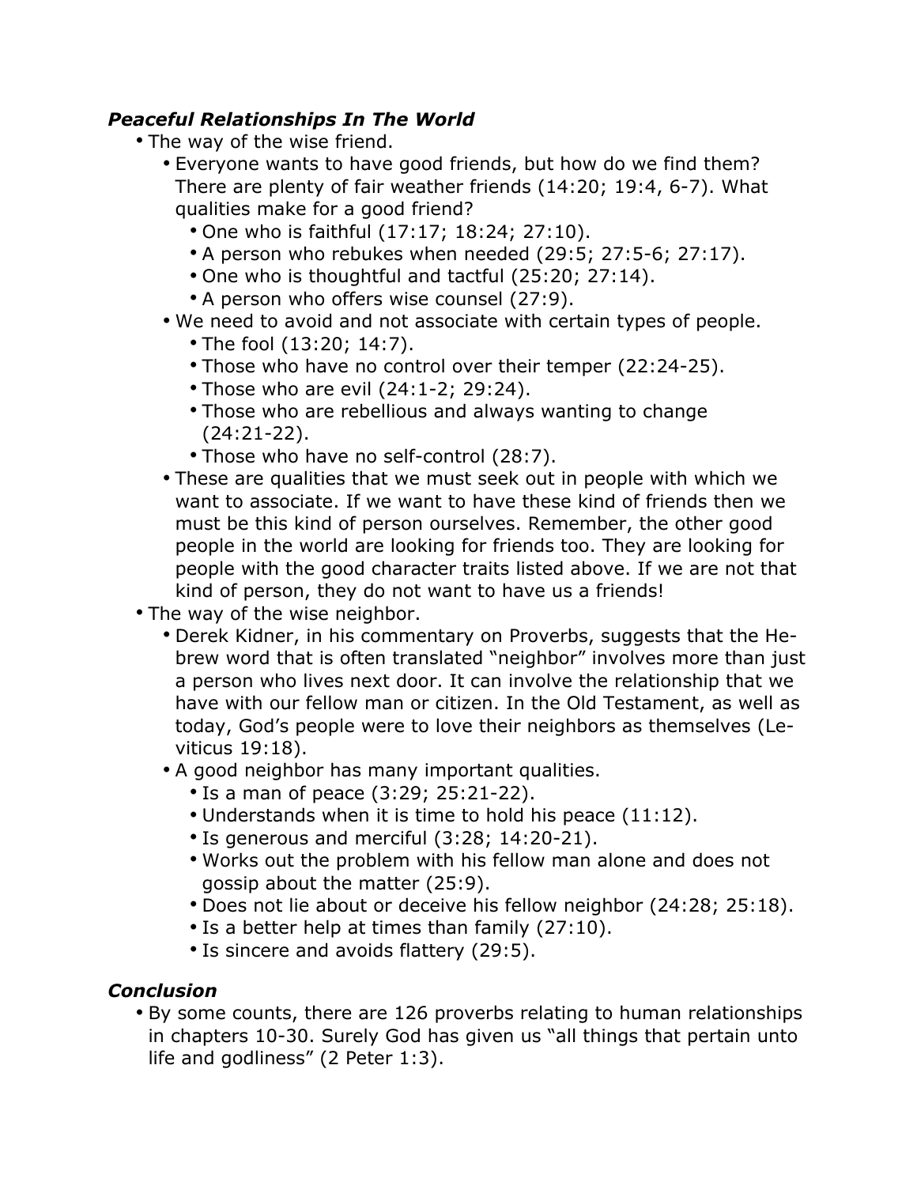### *Peaceful Relationships In The World*

- The way of the wise friend.
    - Everyone wants to have good friends, but how do we find them? There are plenty of fair weather friends (14:20; 19:4, 6-7). What qualities make for a good friend?
        - One who is faithful (17:17; 18:24; 27:10).
        - A person who rebukes when needed (29:5; 27:5-6; 27:17).
        - One who is thoughtful and tactful (25:20; 27:14).
        - A person who offers wise counsel (27:9).
    - We need to avoid and not associate with certain types of people.
        - The fool (13:20; 14:7).
        - Those who have no control over their temper (22:24-25).
        - Those who are evil (24:1-2; 29:24).
        - Those who are rebellious and always wanting to change (24:21-22).
        - Those who have no self-control (28:7).
    - These are qualities that we must seek out in people with which we want to associate. If we want to have these kind of friends then we must be this kind of person ourselves. Remember, the other good people in the world are looking for friends too. They are looking for people with the good character traits listed above. If we are not that kind of person, they do not want to have us a friends!
- The way of the wise neighbor.
    - Derek Kidner, in his commentary on Proverbs, suggests that the Hebrew word that is often translated "neighbor" involves more than just a person who lives next door. It can involve the relationship that we have with our fellow man or citizen. In the Old Testament, as well as today, God's people were to love their neighbors as themselves (Leviticus 19:18).
    - A good neighbor has many important qualities.
        - Is a man of peace (3:29; 25:21-22).
        - Understands when it is time to hold his peace (11:12).
        - Is generous and merciful (3:28; 14:20-21).
        - Works out the problem with his fellow man alone and does not gossip about the matter (25:9).
        - Does not lie about or deceive his fellow neighbor (24:28; 25:18).
        - Is a better help at times than family (27:10).
        - Is sincere and avoids flattery (29:5).

### *Conclusion*

- By some counts, there are 126 proverbs relating to human relationships in chapters 10-30. Surely God has given us "all things that pertain unto life and godliness" (2 Peter 1:3).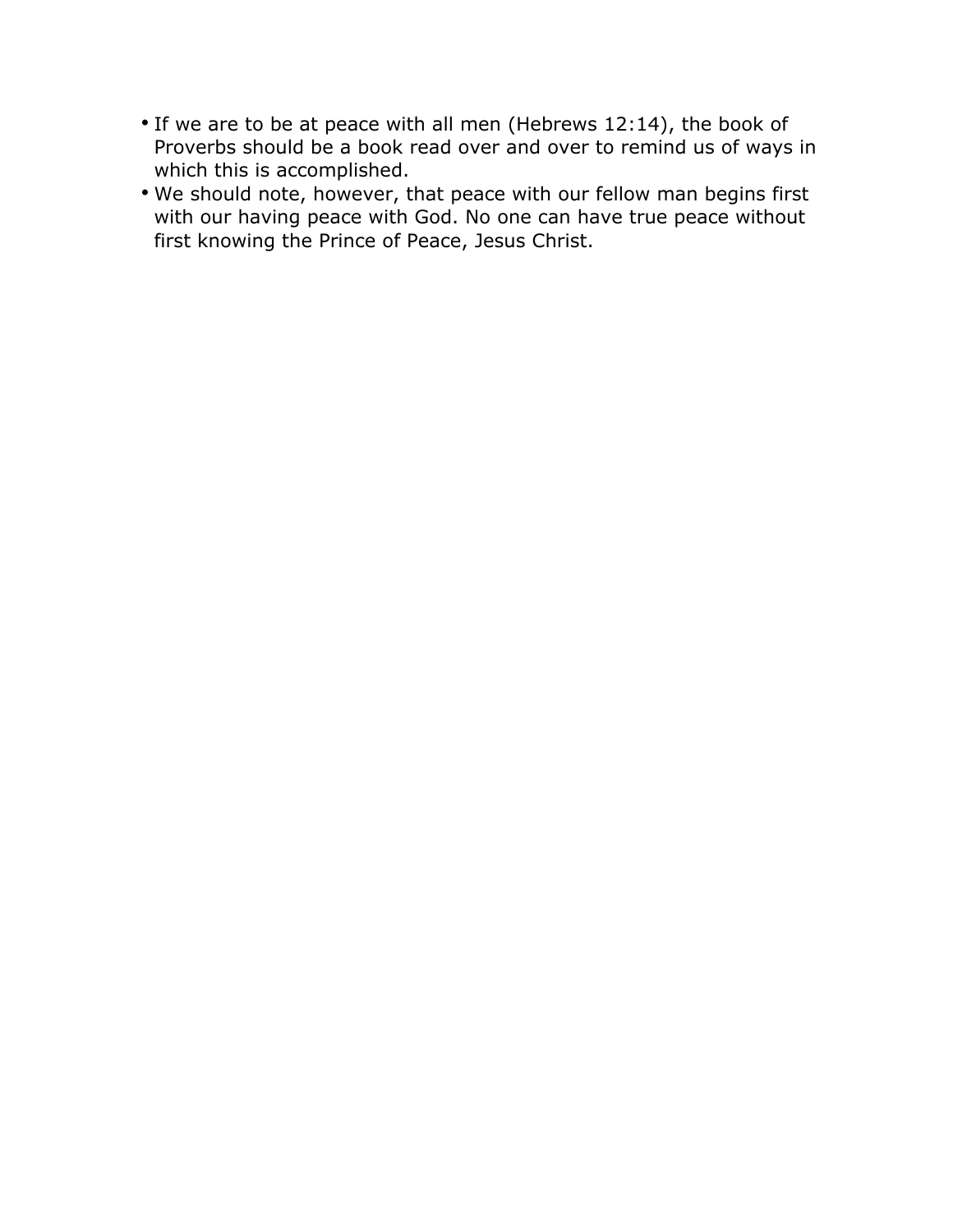- If we are to be at peace with all men (Hebrews 12:14), the book of Proverbs should be a book read over and over to remind us of ways in which this is accomplished.
- We should note, however, that peace with our fellow man begins first with our having peace with God. No one can have true peace without first knowing the Prince of Peace, Jesus Christ.